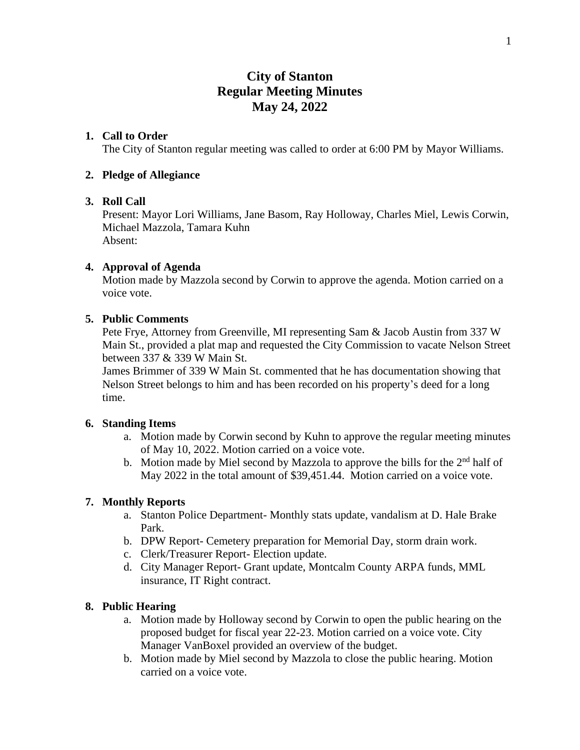# City of Stanton
# Regular Meeting Minutes
# May 24, 2022

1. **Call to Order**
   The City of Stanton regular meeting was called to order at 6:00 PM by Mayor Williams.

2. **Pledge of Allegiance**

3. **Roll Call**
   Present: Mayor Lori Williams, Jane Basom, Ray Holloway, Charles Miel, Lewis Corwin, Michael Mazzola, Tamara Kuhn
   Absent:

4. **Approval of Agenda**
   Motion made by Mazzola second by Corwin to approve the agenda. Motion carried on a voice vote.

5. **Public Comments**
   Pete Frye, Attorney from Greenville, MI representing Sam & Jacob Austin from 337 W Main St., provided a plat map and requested the City Commission to vacate Nelson Street between 337 & 339 W Main St.
   James Brimmer of 339 W Main St. commented that he has documentation showing that Nelson Street belongs to him and has been recorded on his property's deed for a long time.

6. **Standing Items**
   a. Motion made by Corwin second by Kuhn to approve the regular meeting minutes of May 10, 2022. Motion carried on a voice vote.
   b. Motion made by Miel second by Mazzola to approve the bills for the 2nd half of May 2022 in the total amount of $39,451.44. Motion carried on a voice vote.

7. **Monthly Reports**
   a. Stanton Police Department- Monthly stats update, vandalism at D. Hale Brake Park.
   b. DPW Report- Cemetery preparation for Memorial Day, storm drain work.
   c. Clerk/Treasurer Report- Election update.
   d. City Manager Report- Grant update, Montcalm County ARPA funds, MML insurance, IT Right contract.

8. **Public Hearing**
   a. Motion made by Holloway second by Corwin to open the public hearing on the proposed budget for fiscal year 22-23. Motion carried on a voice vote. City Manager VanBoxel provided an overview of the budget.
   b. Motion made by Miel second by Mazzola to close the public hearing. Motion carried on a voice vote.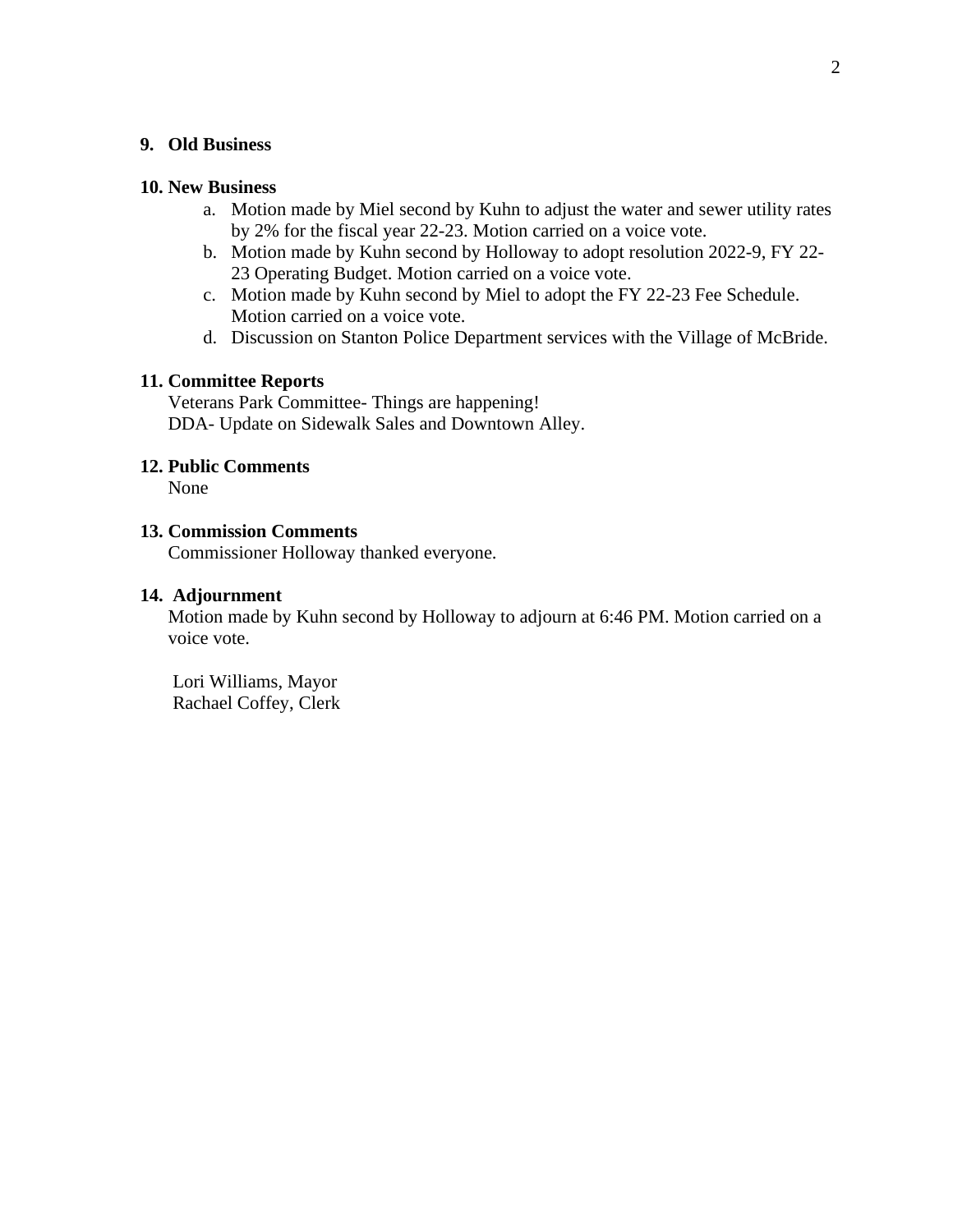**9. Old Business**

**10. New Business**

a. Motion made by Miel second by Kuhn to adjust the water and sewer utility rates by 2% for the fiscal year 22-23. Motion carried on a voice vote.
b. Motion made by Kuhn second by Holloway to adopt resolution 2022-9, FY 22-23 Operating Budget. Motion carried on a voice vote.
c. Motion made by Kuhn second by Miel to adopt the FY 22-23 Fee Schedule. Motion carried on a voice vote.
d. Discussion on Stanton Police Department services with the Village of McBride.

**11. Committee Reports**

Veterans Park Committee- Things are happening!
DDA- Update on Sidewalk Sales and Downtown Alley.

**12. Public Comments**

None

**13. Commission Comments**

Commissioner Holloway thanked everyone.

**14. Adjournment**

Motion made by Kuhn second by Holloway to adjourn at 6:46 PM. Motion carried on a voice vote.

Lori Williams, Mayor
Rachael Coffey, Clerk